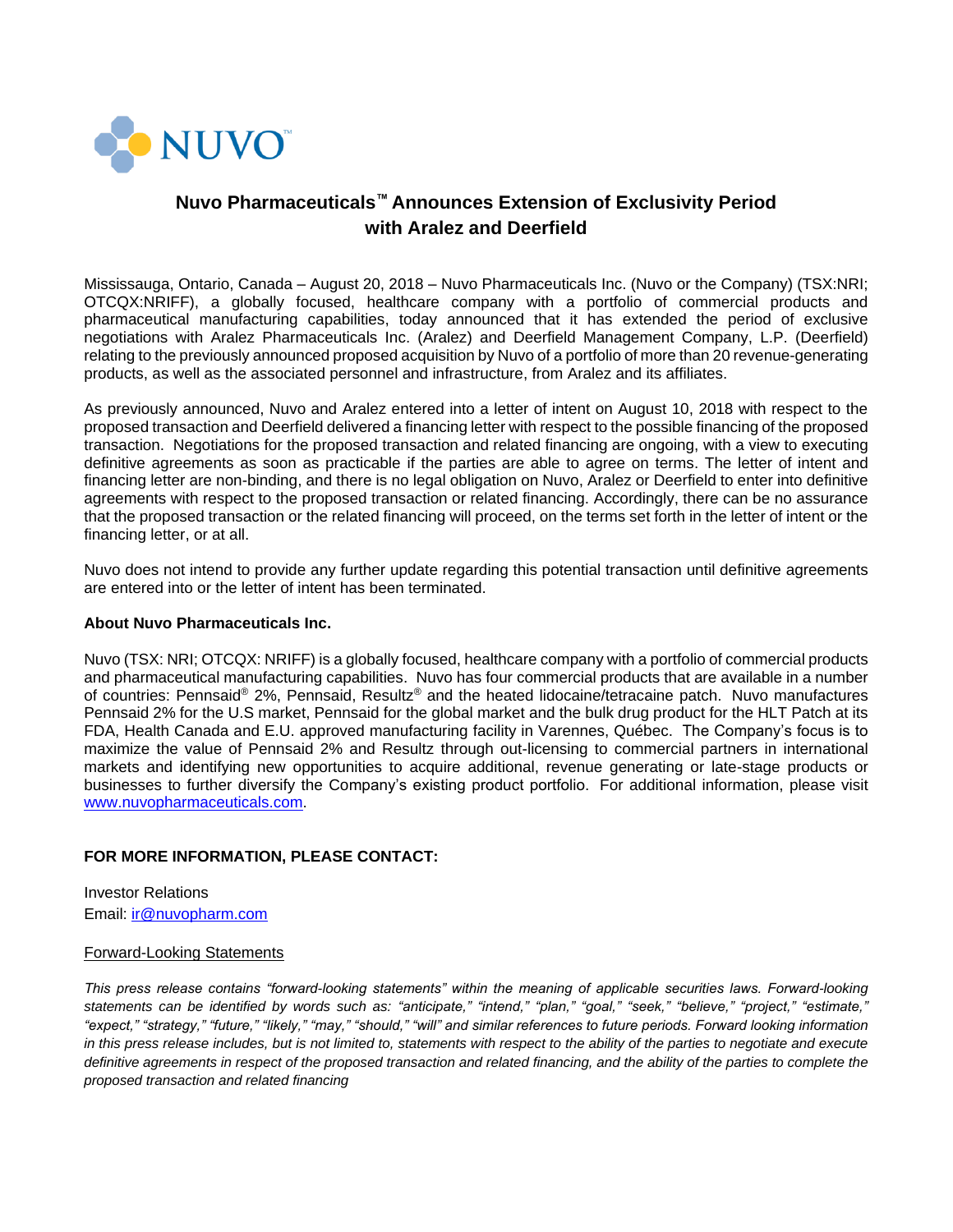NUVO™

# Nuvo Pharmaceuticals™ Announces Extension of Exclusivity Period with Aralez and Deerfield

Mississauga, Ontario, Canada – August 20, 2018 – Nuvo Pharmaceuticals Inc. (Nuvo or the Company) (TSX:NRI; OTCQX:NRIFF), a globally focused, healthcare company with a portfolio of commercial products and pharmaceutical manufacturing capabilities, today announced that it has extended the period of exclusive negotiations with Aralez Pharmaceuticals Inc. (Aralez) and Deerfield Management Company, L.P. (Deerfield) relating to the previously announced proposed acquisition by Nuvo of a portfolio of more than 20 revenue-generating products, as well as the associated personnel and infrastructure, from Aralez and its affiliates.

As previously announced, Nuvo and Aralez entered into a letter of intent on August 10, 2018 with respect to the proposed transaction and Deerfield delivered a financing letter with respect to the possible financing of the proposed transaction. Negotiations for the proposed transaction and related financing are ongoing, with a view to executing definitive agreements as soon as practicable if the parties are able to agree on terms. The letter of intent and financing letter are non-binding, and there is no legal obligation on Nuvo, Aralez or Deerfield to enter into definitive agreements with respect to the proposed transaction or related financing. Accordingly, there can be no assurance that the proposed transaction or the related financing will proceed, on the terms set forth in the letter of intent or the financing letter, or at all.

Nuvo does not intend to provide any further update regarding this potential transaction until definitive agreements are entered into or the letter of intent has been terminated.

**About Nuvo Pharmaceuticals Inc.**

Nuvo (TSX: NRI; OTCQX: NRIFF) is a globally focused, healthcare company with a portfolio of commercial products and pharmaceutical manufacturing capabilities. Nuvo has four commercial products that are available in a number of countries: Pennsaid® 2%, Pennsaid, Resultz® and the heated lidocaine/tetracaine patch. Nuvo manufactures Pennsaid 2% for the U.S market, Pennsaid for the global market and the bulk drug product for the HLT Patch at its FDA, Health Canada and E.U. approved manufacturing facility in Varennes, Québec. The Company's focus is to maximize the value of Pennsaid 2% and Resultz through out-licensing to commercial partners in international markets and identifying new opportunities to acquire additional, revenue generating or late-stage products or businesses to further diversify the Company's existing product portfolio. For additional information, please visit www.nuvopharmaceuticals.com.

**FOR MORE INFORMATION, PLEASE CONTACT:**

Investor Relations
Email: ir@nuvopharm.com

Forward-Looking Statements

*This press release contains "forward-looking statements" within the meaning of applicable securities laws. Forward-looking statements can be identified by words such as: "anticipate," "intend," "plan," "goal," "seek," "believe," "project," "estimate," "expect," "strategy," "future," "likely," "may," "should," "will" and similar references to future periods. Forward looking information in this press release includes, but is not limited to, statements with respect to the ability of the parties to negotiate and execute definitive agreements in respect of the proposed transaction and related financing, and the ability of the parties to complete the proposed transaction and related financing*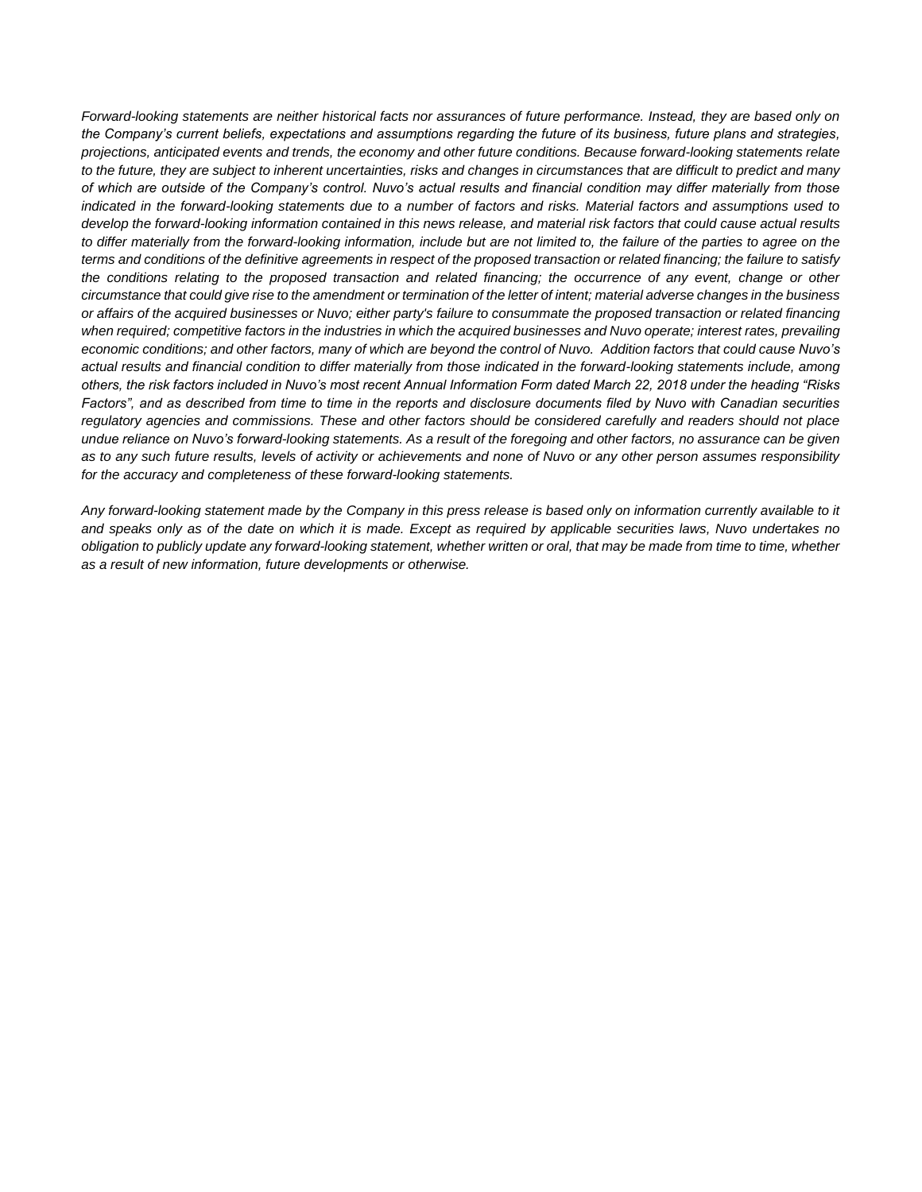*Forward-looking statements are neither historical facts nor assurances of future performance. Instead, they are based only on the Company's current beliefs, expectations and assumptions regarding the future of its business, future plans and strategies, projections, anticipated events and trends, the economy and other future conditions. Because forward-looking statements relate to the future, they are subject to inherent uncertainties, risks and changes in circumstances that are difficult to predict and many of which are outside of the Company's control. Nuvo's actual results and financial condition may differ materially from those indicated in the forward-looking statements due to a number of factors and risks. Material factors and assumptions used to develop the forward-looking information contained in this news release, and material risk factors that could cause actual results to differ materially from the forward-looking information, include but are not limited to, the failure of the parties to agree on the terms and conditions of the definitive agreements in respect of the proposed transaction or related financing; the failure to satisfy the conditions relating to the proposed transaction and related financing; the occurrence of any event, change or other circumstance that could give rise to the amendment or termination of the letter of intent; material adverse changes in the business or affairs of the acquired businesses or Nuvo; either party's failure to consummate the proposed transaction or related financing when required; competitive factors in the industries in which the acquired businesses and Nuvo operate; interest rates, prevailing economic conditions; and other factors, many of which are beyond the control of Nuvo. Addition factors that could cause Nuvo's actual results and financial condition to differ materially from those indicated in the forward-looking statements include, among others, the risk factors included in Nuvo's most recent Annual Information Form dated March 22, 2018 under the heading "Risks Factors", and as described from time to time in the reports and disclosure documents filed by Nuvo with Canadian securities regulatory agencies and commissions. These and other factors should be considered carefully and readers should not place undue reliance on Nuvo's forward-looking statements. As a result of the foregoing and other factors, no assurance can be given as to any such future results, levels of activity or achievements and none of Nuvo or any other person assumes responsibility for the accuracy and completeness of these forward-looking statements.*

*Any forward-looking statement made by the Company in this press release is based only on information currently available to it and speaks only as of the date on which it is made. Except as required by applicable securities laws, Nuvo undertakes no obligation to publicly update any forward-looking statement, whether written or oral, that may be made from time to time, whether as a result of new information, future developments or otherwise.*